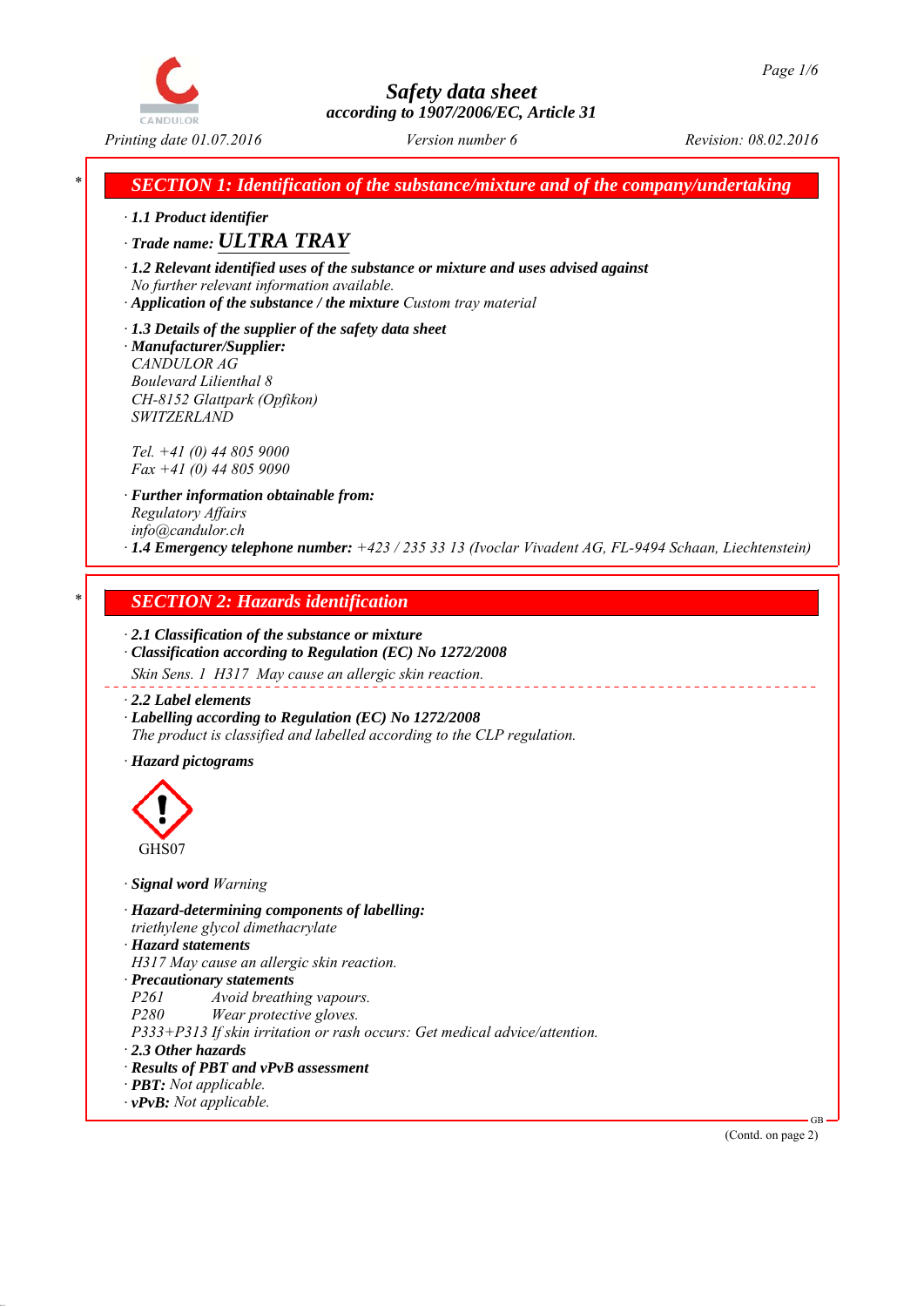# Safety data sheet
according to 1907/2006/EC, Article 31

Printing date 01.07.2016 | Version number 6 | Revision: 08.02.2016

## SECTION 1: Identification of the substance/mixture and of the company/undertaking

· **1.1 Product identifier**

· **Trade name: ULTRA TRAY**

· **1.2 Relevant identified uses of the substance or mixture and uses advised against**
No further relevant information available.
· **Application of the substance / the mixture** Custom tray material

· **1.3 Details of the supplier of the safety data sheet**
· **Manufacturer/Supplier:**
CANDULOR AG
Boulevard Lilienthal 8
CH-8152 Glattpark (Opfikon)
SWITZERLAND

Tel. +41 (0) 44 805 9000
Fax +41 (0) 44 805 9090

· **Further information obtainable from:**
Regulatory Affairs
info@candulor.ch
· **1.4 Emergency telephone number:** +423 / 235 33 13 (Ivoclar Vivadent AG, FL-9494 Schaan, Liechtenstein)

## SECTION 2: Hazards identification

· **2.1 Classification of the substance or mixture**
· **Classification according to Regulation (EC) No 1272/2008**
Skin Sens. 1 H317 May cause an allergic skin reaction.

· **2.2 Label elements**
· **Labelling according to Regulation (EC) No 1272/2008**
The product is classified and labelled according to the CLP regulation.

· **Hazard pictograms**

GHS07

· **Signal word** Warning

· **Hazard-determining components of labelling:**
triethylene glycol dimethacrylate
· **Hazard statements**
H317 May cause an allergic skin reaction.
· **Precautionary statements**
P261 Avoid breathing vapours.
P280 Wear protective gloves.
P333+P313 If skin irritation or rash occurs: Get medical advice/attention.
· **2.3 Other hazards**
· **Results of PBT and vPvB assessment**
· **PBT:** Not applicable.
· **vPvB:** Not applicable.

(Contd. on page 2)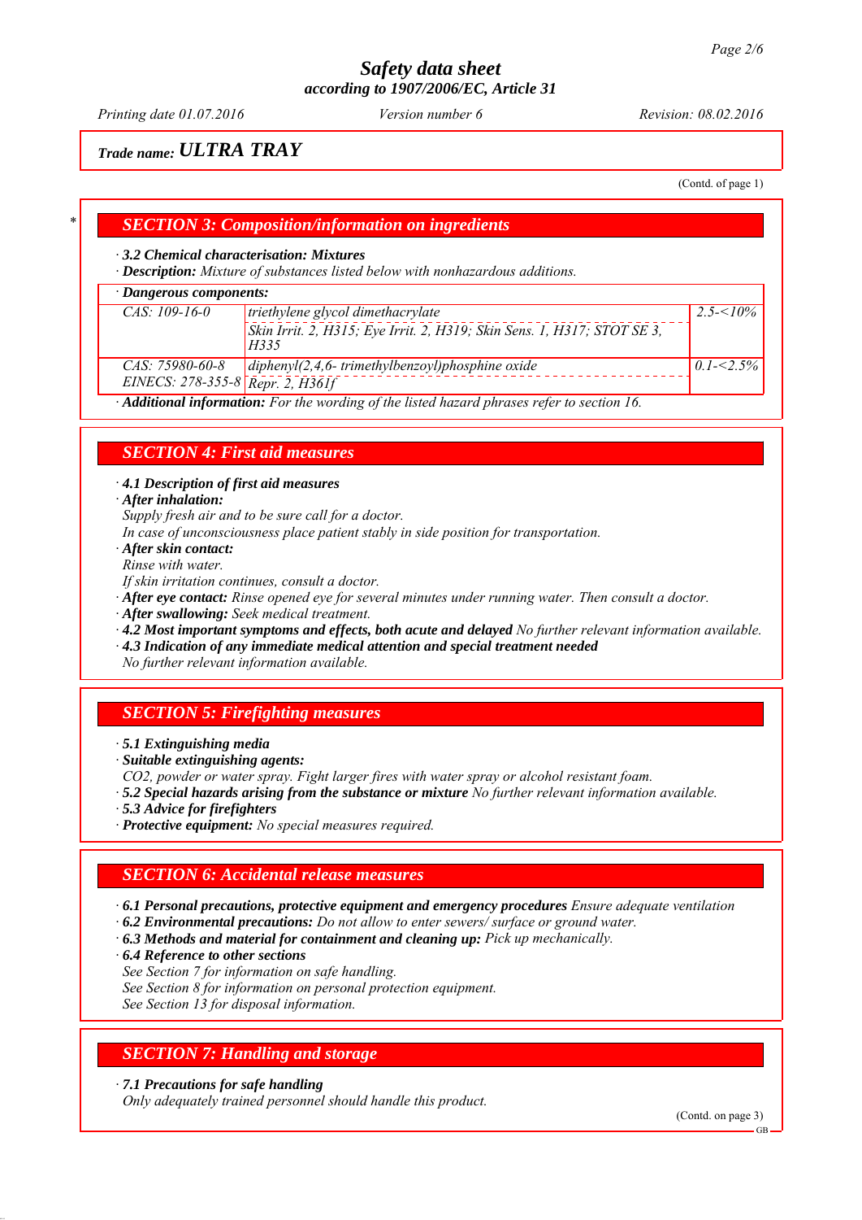# Safety data sheet
**according to 1907/2006/EC, Article 31**

*Printing date 01.07.2016* *Version number 6* *Revision: 08.02.2016*

**Trade name: *ULTRA TRAY***

(Contd. of page 1)

## SECTION 3: Composition/information on ingredients

· **3.2 Chemical characterisation: Mixtures**
· **Description:** *Mixture of substances listed below with nonhazardous additions.*

· **Dangerous components:**

| | | |
|---|---|---|
| CAS: 109-16-0 | triethylene glycol dimethacrylate<br>Skin Irrit. 2, H315; Eye Irrit. 2, H319; Skin Sens. 1, H317; STOT SE 3, H335 | 2.5-<10% |
| CAS: 75980-60-8<br>EINECS: 278-355-8 | diphenyl(2,4,6- trimethylbenzoyl)phosphine oxide<br>Repr. 2, H361f | 0.1-<2.5% |

· **Additional information:** *For the wording of the listed hazard phrases refer to section 16.*

## SECTION 4: First aid measures

· **4.1 Description of first aid measures**
· **After inhalation:**
*Supply fresh air and to be sure call for a doctor.*
*In case of unconsciousness place patient stably in side position for transportation.*
· **After skin contact:**
*Rinse with water.*
*If skin irritation continues, consult a doctor.*
· **After eye contact:** *Rinse opened eye for several minutes under running water. Then consult a doctor.*
· **After swallowing:** *Seek medical treatment.*
· **4.2 Most important symptoms and effects, both acute and delayed** *No further relevant information available.*
· **4.3 Indication of any immediate medical attention and special treatment needed**
*No further relevant information available.*

## SECTION 5: Firefighting measures

· **5.1 Extinguishing media**
· **Suitable extinguishing agents:**
*$CO_2$, powder or water spray. Fight larger fires with water spray or alcohol resistant foam.*
· **5.2 Special hazards arising from the substance or mixture** *No further relevant information available.*
· **5.3 Advice for firefighters**
· **Protective equipment:** *No special measures required.*

## SECTION 6: Accidental release measures

· **6.1 Personal precautions, protective equipment and emergency procedures** *Ensure adequate ventilation*
· **6.2 Environmental precautions:** *Do not allow to enter sewers/ surface or ground water.*
· **6.3 Methods and material for containment and cleaning up:** *Pick up mechanically.*
· **6.4 Reference to other sections**
*See Section 7 for information on safe handling.*
*See Section 8 for information on personal protection equipment.*
*See Section 13 for disposal information.*

## SECTION 7: Handling and storage

· **7.1 Precautions for safe handling**
*Only adequately trained personnel should handle this product.*

(Contd. on page 3)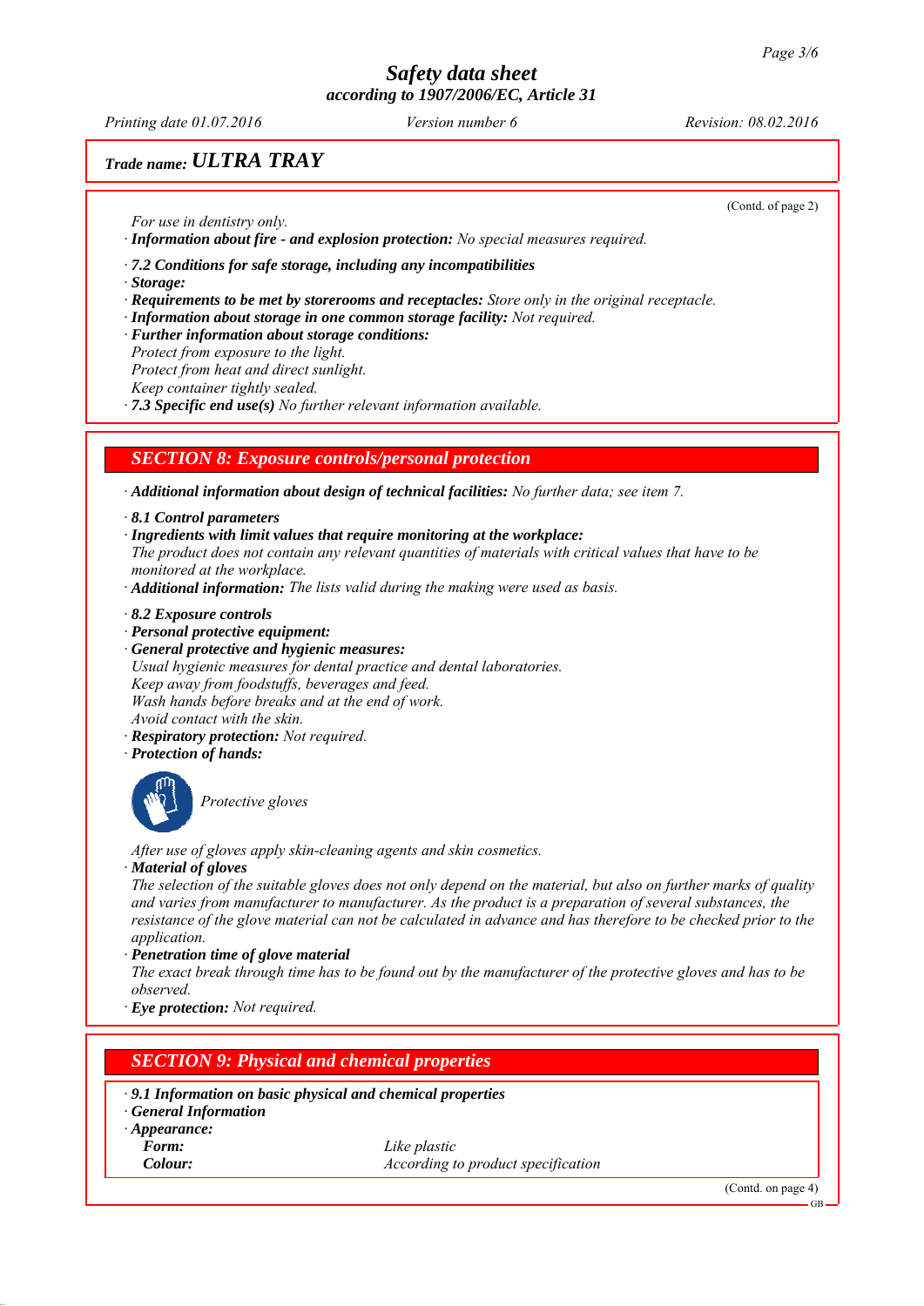(Contd. of page 2)

For use in dentistry only.

· **Information about fire - and explosion protection:** No special measures required.

· **7.2 Conditions for safe storage, including any incompatibilities**
· **Storage:**
· **Requirements to be met by storerooms and receptacles:** Store only in the original receptacle.
· **Information about storage in one common storage facility:** Not required.
· **Further information about storage conditions:**
Protect from exposure to the light.
Protect from heat and direct sunlight.
Keep container tightly sealed.
· **7.3 Specific end use(s)** No further relevant information available.

## SECTION 8: Exposure controls/personal protection

· **Additional information about design of technical facilities:** No further data; see item 7.

· **8.1 Control parameters**
· **Ingredients with limit values that require monitoring at the workplace:**
The product does not contain any relevant quantities of materials with critical values that have to be monitored at the workplace.
· **Additional information:** The lists valid during the making were used as basis.

· **8.2 Exposure controls**
· **Personal protective equipment:**
· **General protective and hygienic measures:**
Usual hygienic measures for dental practice and dental laboratories.
Keep away from foodstuffs, beverages and feed.
Wash hands before breaks and at the end of work.
Avoid contact with the skin.
· **Respiratory protection:** Not required.
· **Protection of hands:**

Protective gloves

After use of gloves apply skin-cleaning agents and skin cosmetics.
· **Material of gloves**
The selection of the suitable gloves does not only depend on the material, but also on further marks of quality and varies from manufacturer to manufacturer. As the product is a preparation of several substances, the resistance of the glove material can not be calculated in advance and has therefore to be checked prior to the application.
· **Penetration time of glove material**
The exact break through time has to be found out by the manufacturer of the protective gloves and has to be observed.
· **Eye protection:** Not required.

## SECTION 9: Physical and chemical properties

· **9.1 Information on basic physical and chemical properties**
· **General Information**
· **Appearance:**

| | |
|---|---|
| **Form:** | Like plastic |
| **Colour:** | According to product specification |

(Contd. on page 4)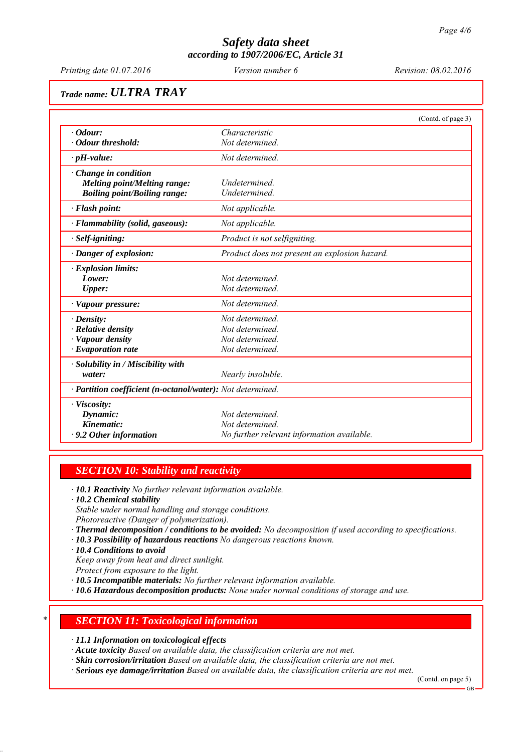Trade name: **ULTRA TRAY**

(Contd. of page 3)

| | |
|---|---|
| · **Odour:** | Characteristic |
| · **Odour threshold:** | Not determined. |
| · **pH-value:** | Not determined. |
| · **Change in condition** | |
| **Melting point/Melting range:** | Undetermined. |
| **Boiling point/Boiling range:** | Undetermined. |
| · **Flash point:** | Not applicable. |
| · **Flammability (solid, gaseous):** | Not applicable. |
| · **Self-igniting:** | Product is not selfigniting. |
| · **Danger of explosion:** | Product does not present an explosion hazard. |
| · **Explosion limits:** | |
| **Lower:** | Not determined. |
| **Upper:** | Not determined. |
| · **Vapour pressure:** | Not determined. |
| · **Density:** | Not determined. |
| · **Relative density** | Not determined. |
| · **Vapour density** | Not determined. |
| · **Evaporation rate** | Not determined. |
| · **Solubility in / Miscibility with water:** | Nearly insoluble. |
| · **Partition coefficient (n-octanol/water):** | Not determined. |
| · **Viscosity:** | |
| **Dynamic:** | Not determined. |
| **Kinematic:** | Not determined. |
| · **9.2 Other information** | No further relevant information available. |

## SECTION 10: Stability and reactivity

· **10.1 Reactivity** No further relevant information available.
· **10.2 Chemical stability**
Stable under normal handling and storage conditions.
Photoreactive (Danger of polymerization).
· **Thermal decomposition / conditions to be avoided:** No decomposition if used according to specifications.
· **10.3 Possibility of hazardous reactions** No dangerous reactions known.
· **10.4 Conditions to avoid**
Keep away from heat and direct sunlight.
Protect from exposure to the light.
· **10.5 Incompatible materials:** No further relevant information available.
· **10.6 Hazardous decomposition products:** None under normal conditions of storage and use.

## * SECTION 11: Toxicological information

· **11.1 Information on toxicological effects**
· **Acute toxicity** Based on available data, the classification criteria are not met.
· **Skin corrosion/irritation** Based on available data, the classification criteria are not met.
· **Serious eye damage/irritation** Based on available data, the classification criteria are not met.

(Contd. on page 5)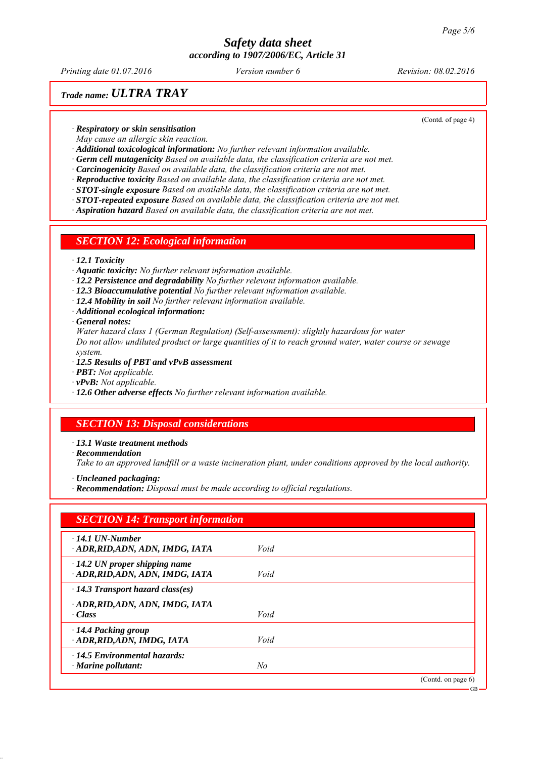Trade name: **ULTRA TRAY**

(Contd. of page 4)

· ***Respiratory or skin sensitisation***
*May cause an allergic skin reaction.*
· ***Additional toxicological information:*** *No further relevant information available.*
· ***Germ cell mutagenicity*** *Based on available data, the classification criteria are not met.*
· ***Carcinogenicity*** *Based on available data, the classification criteria are not met.*
· ***Reproductive toxicity*** *Based on available data, the classification criteria are not met.*
· ***STOT-single exposure*** *Based on available data, the classification criteria are not met.*
· ***STOT-repeated exposure*** *Based on available data, the classification criteria are not met.*
· ***Aspiration hazard*** *Based on available data, the classification criteria are not met.*

## SECTION 12: Ecological information

· ***12.1 Toxicity***
· ***Aquatic toxicity:*** *No further relevant information available.*
· ***12.2 Persistence and degradability*** *No further relevant information available.*
· ***12.3 Bioaccumulative potential*** *No further relevant information available.*
· ***12.4 Mobility in soil*** *No further relevant information available.*
· ***Additional ecological information:***
· ***General notes:***
*Water hazard class 1 (German Regulation) (Self-assessment): slightly hazardous for water*
*Do not allow undiluted product or large quantities of it to reach ground water, water course or sewage system.*
· ***12.5 Results of PBT and vPvB assessment***
· ***PBT:*** *Not applicable.*
· ***vPvB:*** *Not applicable.*
· ***12.6 Other adverse effects*** *No further relevant information available.*

## SECTION 13: Disposal considerations

· ***13.1 Waste treatment methods***
· ***Recommendation***
*Take to an approved landfill or a waste incineration plant, under conditions approved by the local authority.*

· ***Uncleaned packaging:***
· ***Recommendation:*** *Disposal must be made according to official regulations.*

## SECTION 14: Transport information

| | |
|---|---|
| · **14.1 UN-Number**<br>· **ADR,RID,ADN, ADN, IMDG, IATA** | Void |
| · **14.2 UN proper shipping name**<br>· **ADR,RID,ADN, ADN, IMDG, IATA** | Void |
| · **14.3 Transport hazard class(es)** | |
| · **ADR,RID,ADN, ADN, IMDG, IATA**<br>· **Class** | Void |
| · **14.4 Packing group**<br>· **ADR,RID,ADN, IMDG, IATA** | Void |
| · **14.5 Environmental hazards:**<br>· **Marine pollutant:** | No |

(Contd. on page 6)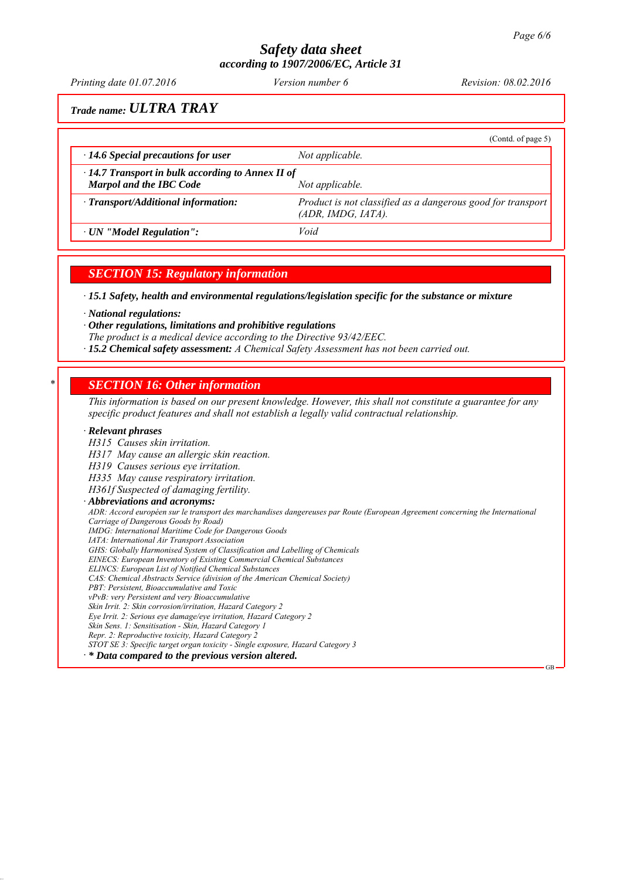Trade name: **ULTRA TRAY**

(Contd. of page 5)

| | |
|---|---|
| · **14.6 Special precautions for user** | Not applicable. |
| · **14.7 Transport in bulk according to Annex II of Marpol and the IBC Code** | Not applicable. |
| · **Transport/Additional information:** | Product is not classified as a dangerous good for transport (ADR, IMDG, IATA). |
| · **UN "Model Regulation":** | Void |

## SECTION 15: Regulatory information

· **15.1 Safety, health and environmental regulations/legislation specific for the substance or mixture**

· **National regulations:**

· **Other regulations, limitations and prohibitive regulations**

The product is a medical device according to the Directive 93/42/EEC.

· **15.2 Chemical safety assessment:** A Chemical Safety Assessment has not been carried out.

## * SECTION 16: Other information

This information is based on our present knowledge. However, this shall not constitute a guarantee for any specific product features and shall not establish a legally valid contractual relationship.

· **Relevant phrases**

H315 Causes skin irritation.
H317 May cause an allergic skin reaction.
H319 Causes serious eye irritation.
H335 May cause respiratory irritation.
H361f Suspected of damaging fertility.

· **Abbreviations and acronyms:**

ADR: Accord européen sur le transport des marchandises dangereuses par Route (European Agreement concerning the International Carriage of Dangerous Goods by Road)
IMDG: International Maritime Code for Dangerous Goods
IATA: International Air Transport Association
GHS: Globally Harmonised System of Classification and Labelling of Chemicals
EINECS: European Inventory of Existing Commercial Chemical Substances
ELINCS: European List of Notified Chemical Substances
CAS: Chemical Abstracts Service (division of the American Chemical Society)
PBT: Persistent, Bioaccumulative and Toxic
vPvB: very Persistent and very Bioaccumulative
Skin Irrit. 2: Skin corrosion/irritation, Hazard Category 2
Eye Irrit. 2: Serious eye damage/eye irritation, Hazard Category 2
Skin Sens. 1: Sensitisation - Skin, Hazard Category 1
Repr. 2: Reproductive toxicity, Hazard Category 2
STOT SE 3: Specific target organ toxicity - Single exposure, Hazard Category 3

· **\* Data compared to the previous version altered.**